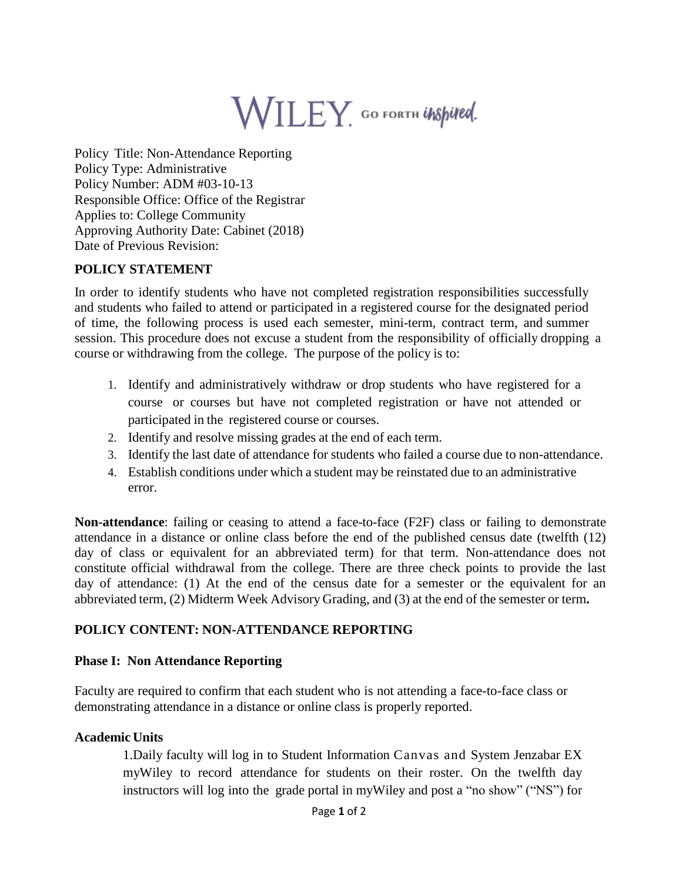WILEY. GO FORTH *inspired.*

Policy Title: Non-Attendance Reporting
Policy Type: Administrative
Policy Number: ADM #03-10-13
Responsible Office: Office of the Registrar
Applies to: College Community
Approving Authority Date: Cabinet (2018)
Date of Previous Revision:

## POLICY STATEMENT

In order to identify students who have not completed registration responsibilities successfully and students who failed to attend or participated in a registered course for the designated period of time, the following process is used each semester, mini-term, contract term, and summer session. This procedure does not excuse a student from the responsibility of officially dropping a course or withdrawing from the college. The purpose of the policy is to:

1. Identify and administratively withdraw or drop students who have registered for a course or courses but have not completed registration or have not attended or participated in the registered course or courses.
2. Identify and resolve missing grades at the end of each term.
3. Identify the last date of attendance for students who failed a course due to non-attendance.
4. Establish conditions under which a student may be reinstated due to an administrative error.

**Non-attendance**: failing or ceasing to attend a face-to-face (F2F) class or failing to demonstrate attendance in a distance or online class before the end of the published census date (twelfth (12) day of class or equivalent for an abbreviated term) for that term. Non-attendance does not constitute official withdrawal from the college. There are three check points to provide the last day of attendance: (1) At the end of the census date for a semester or the equivalent for an abbreviated term, (2) Midterm Week Advisory Grading, and (3) at the end of the semester or term**.**

## POLICY CONTENT: NON-ATTENDANCE REPORTING

### Phase I: Non Attendance Reporting

Faculty are required to confirm that each student who is not attending a face-to-face class or demonstrating attendance in a distance or online class is properly reported.

#### Academic Units

1.Daily faculty will log in to Student Information Canvas and System Jenzabar EX myWiley to record attendance for students on their roster. On the twelfth day instructors will log into the grade portal in myWiley and post a "no show" ("NS") for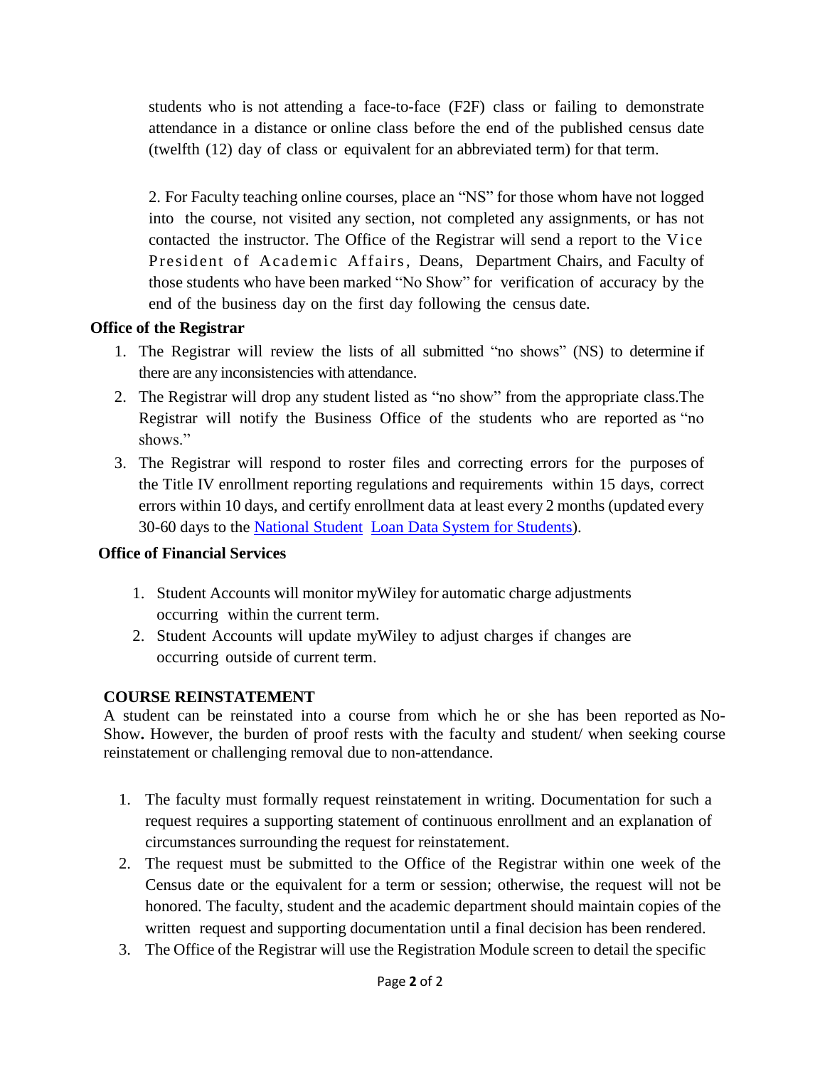students who is not attending a face-to-face (F2F) class or failing to demonstrate attendance in a distance or online class before the end of the published census date (twelfth (12) day of class or equivalent for an abbreviated term) for that term.

2. For Faculty teaching online courses, place an "NS" for those whom have not logged into the course, not visited any section, not completed any assignments, or has not contacted the instructor. The Office of the Registrar will send a report to the Vice President of Academic Affairs, Deans, Department Chairs, and Faculty of those students who have been marked "No Show" for verification of accuracy by the end of the business day on the first day following the census date.

**Office of the Registrar**

1. The Registrar will review the lists of all submitted "no shows" (NS) to determine if there are any inconsistencies with attendance.
2. The Registrar will drop any student listed as "no show" from the appropriate class.The Registrar will notify the Business Office of the students who are reported as "no shows."
3. The Registrar will respond to roster files and correcting errors for the purposes of the Title IV enrollment reporting regulations and requirements within 15 days, correct errors within 10 days, and certify enrollment data at least every 2 months (updated every 30-60 days to the [National Student Loan Data System for Students]).

**Office of Financial Services**

1. Student Accounts will monitor myWiley for automatic charge adjustments occurring within the current term.
2. Student Accounts will update myWiley to adjust charges if changes are occurring outside of current term.

**COURSE REINSTATEMENT**

A student can be reinstated into a course from which he or she has been reported as No-Show**.** However, the burden of proof rests with the faculty and student/ when seeking course reinstatement or challenging removal due to non-attendance.

1. The faculty must formally request reinstatement in writing. Documentation for such a request requires a supporting statement of continuous enrollment and an explanation of circumstances surrounding the request for reinstatement.
2. The request must be submitted to the Office of the Registrar within one week of the Census date or the equivalent for a term or session; otherwise, the request will not be honored. The faculty, student and the academic department should maintain copies of the written request and supporting documentation until a final decision has been rendered.
3. The Office of the Registrar will use the Registration Module screen to detail the specific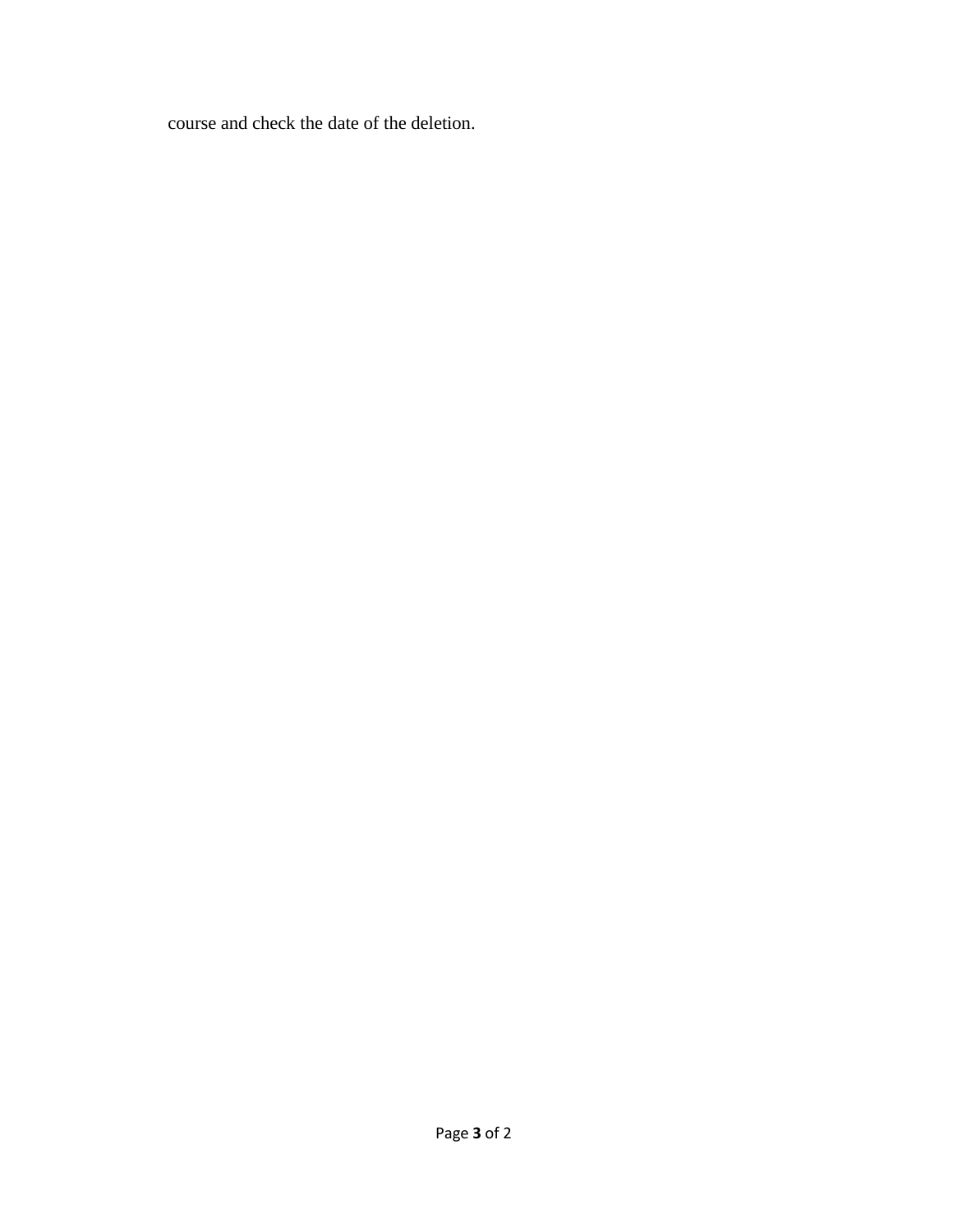course and check the date of the deletion.